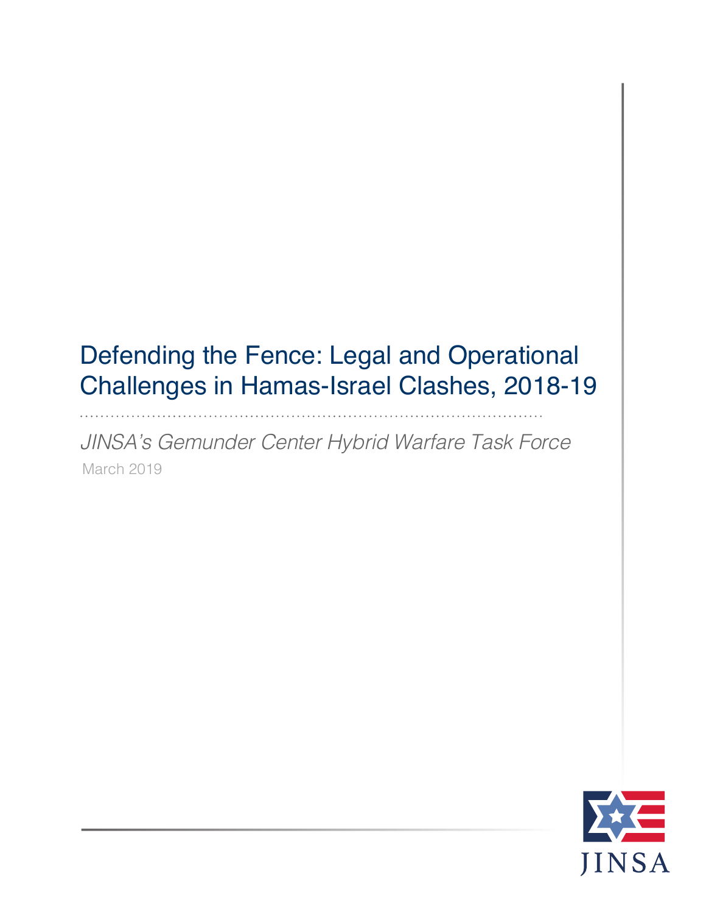# Defending the Fence: Legal and Operational Challenges in Hamas-Israel Clashes, 2018-19

*JINSA's Gemunder Center Hybrid Warfare Task Force*

March 2019

JINSA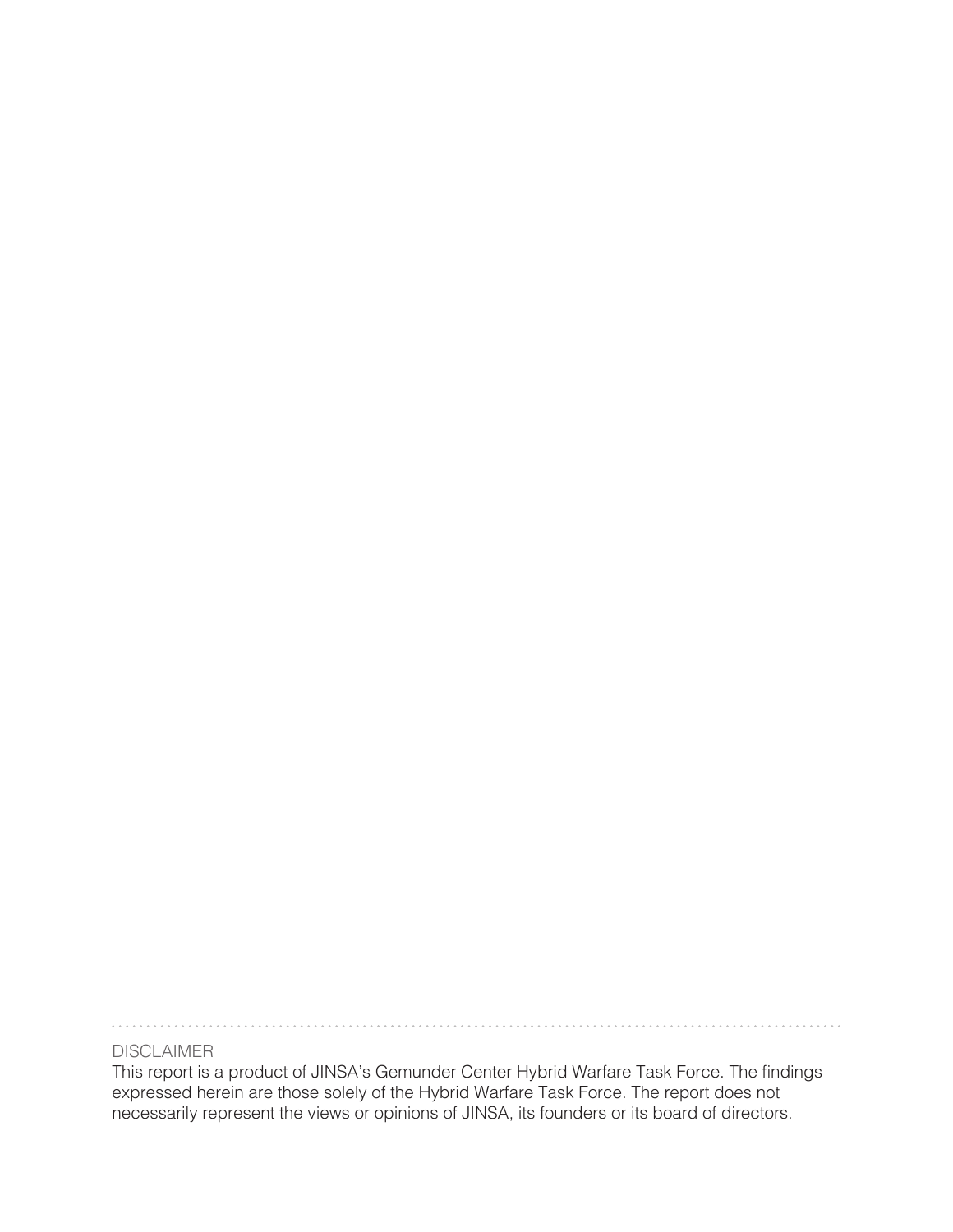DISCLAIMER

This report is a product of JINSA's Gemunder Center Hybrid Warfare Task Force. The findings expressed herein are those solely of the Hybrid Warfare Task Force. The report does not necessarily represent the views or opinions of JINSA, its founders or its board of directors.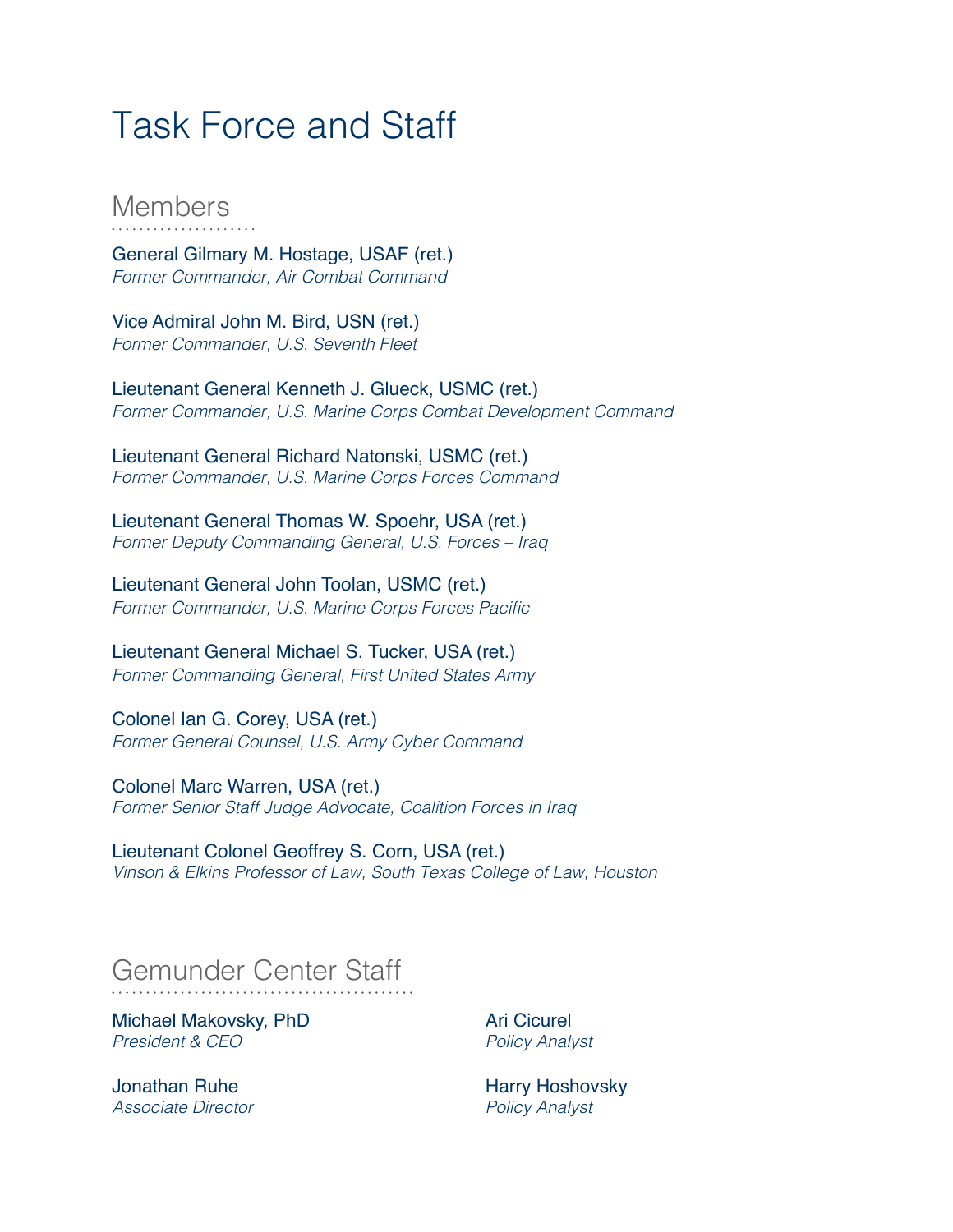# Task Force and Staff

## Members

General Gilmary M. Hostage, USAF (ret.)
*Former Commander, Air Combat Command*

Vice Admiral John M. Bird, USN (ret.)
*Former Commander, U.S. Seventh Fleet*

Lieutenant General Kenneth J. Glueck, USMC (ret.)
*Former Commander, U.S. Marine Corps Combat Development Command*

Lieutenant General Richard Natonski, USMC (ret.)
*Former Commander, U.S. Marine Corps Forces Command*

Lieutenant General Thomas W. Spoehr, USA (ret.)
*Former Deputy Commanding General, U.S. Forces – Iraq*

Lieutenant General John Toolan, USMC (ret.)
*Former Commander, U.S. Marine Corps Forces Pacific*

Lieutenant General Michael S. Tucker, USA (ret.)
*Former Commanding General, First United States Army*

Colonel Ian G. Corey, USA (ret.)
*Former General Counsel, U.S. Army Cyber Command*

Colonel Marc Warren, USA (ret.)
*Former Senior Staff Judge Advocate, Coalition Forces in Iraq*

Lieutenant Colonel Geoffrey S. Corn, USA (ret.)
*Vinson & Elkins Professor of Law, South Texas College of Law, Houston*

## Gemunder Center Staff

Michael Makovsky, PhD
*President & CEO*

Jonathan Ruhe
*Associate Director*

Ari Cicurel
*Policy Analyst*

Harry Hoshovsky
*Policy Analyst*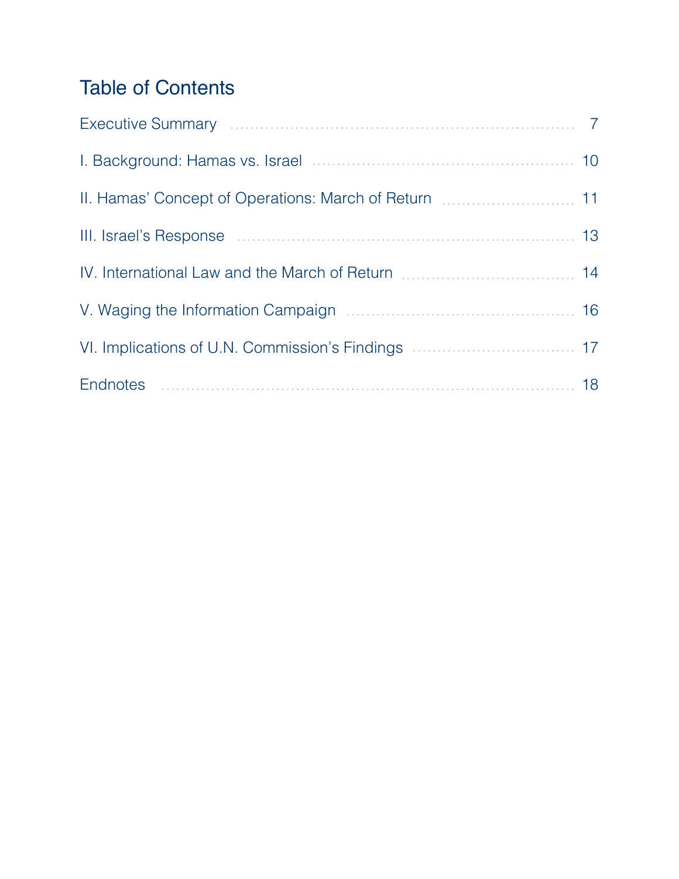## Table of Contents

Executive Summary ........ 7

I. Background: Hamas vs. Israel ........ 10

II. Hamas' Concept of Operations: March of Return ........ 11

III. Israel's Response ........ 13

IV. International Law and the March of Return ........ 14

V. Waging the Information Campaign ........ 16

VI. Implications of U.N. Commission's Findings ........ 17

Endnotes ........ 18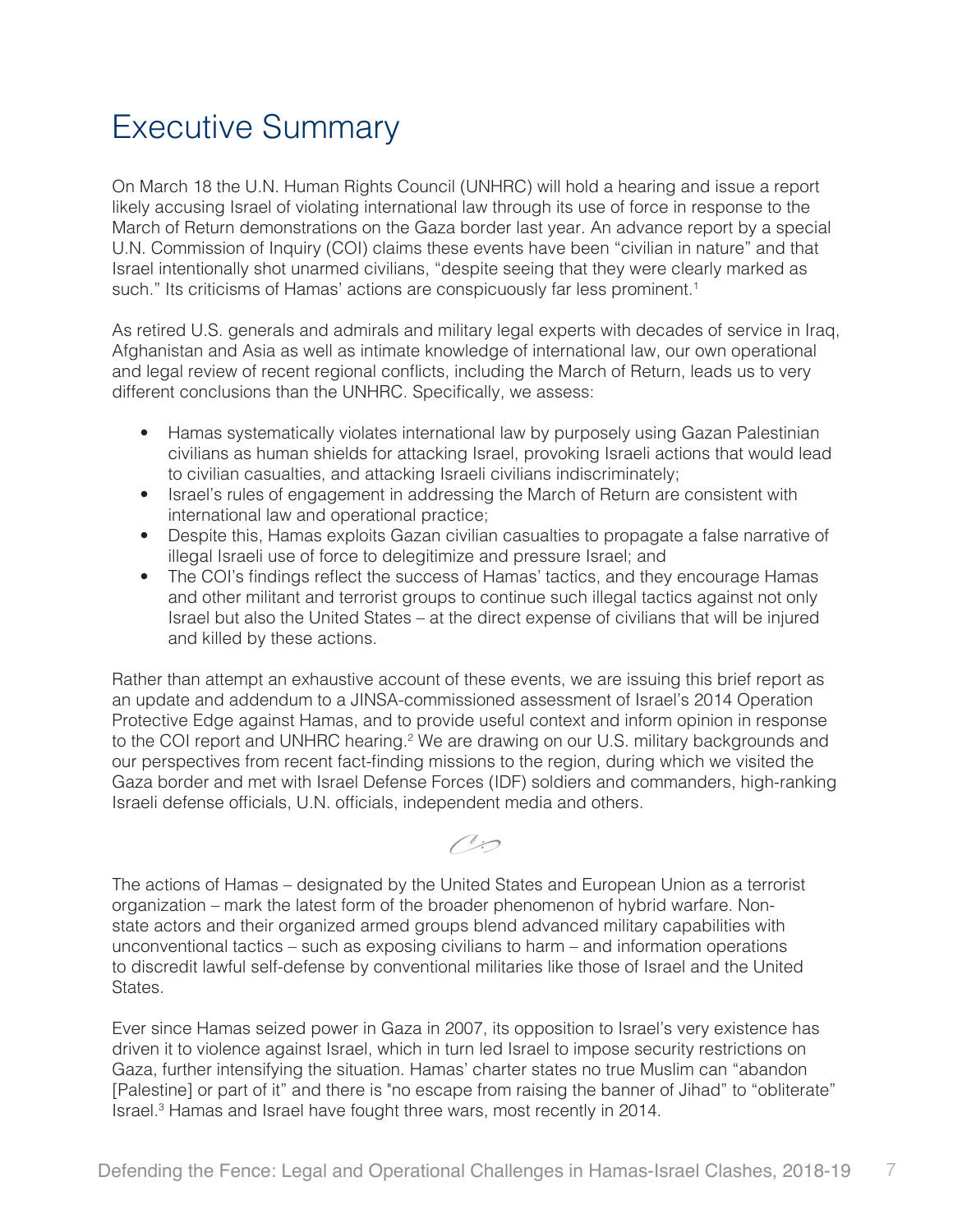# Executive Summary

On March 18 the U.N. Human Rights Council (UNHRC) will hold a hearing and issue a report likely accusing Israel of violating international law through its use of force in response to the March of Return demonstrations on the Gaza border last year. An advance report by a special U.N. Commission of Inquiry (COI) claims these events have been "civilian in nature" and that Israel intentionally shot unarmed civilians, "despite seeing that they were clearly marked as such." Its criticisms of Hamas' actions are conspicuously far less prominent.[1]

As retired U.S. generals and admirals and military legal experts with decades of service in Iraq, Afghanistan and Asia as well as intimate knowledge of international law, our own operational and legal review of recent regional conflicts, including the March of Return, leads us to very different conclusions than the UNHRC. Specifically, we assess:

- Hamas systematically violates international law by purposely using Gazan Palestinian civilians as human shields for attacking Israel, provoking Israeli actions that would lead to civilian casualties, and attacking Israeli civilians indiscriminately;
- Israel's rules of engagement in addressing the March of Return are consistent with international law and operational practice;
- Despite this, Hamas exploits Gazan civilian casualties to propagate a false narrative of illegal Israeli use of force to delegitimize and pressure Israel; and
- The COI's findings reflect the success of Hamas' tactics, and they encourage Hamas and other militant and terrorist groups to continue such illegal tactics against not only Israel but also the United States – at the direct expense of civilians that will be injured and killed by these actions.

Rather than attempt an exhaustive account of these events, we are issuing this brief report as an update and addendum to a JINSA-commissioned assessment of Israel's 2014 Operation Protective Edge against Hamas, and to provide useful context and inform opinion in response to the COI report and UNHRC hearing.[2] We are drawing on our U.S. military backgrounds and our perspectives from recent fact-finding missions to the region, during which we visited the Gaza border and met with Israel Defense Forces (IDF) soldiers and commanders, high-ranking Israeli defense officials, U.N. officials, independent media and others.

The actions of Hamas – designated by the United States and European Union as a terrorist organization – mark the latest form of the broader phenomenon of hybrid warfare. Non-state actors and their organized armed groups blend advanced military capabilities with unconventional tactics – such as exposing civilians to harm – and information operations to discredit lawful self-defense by conventional militaries like those of Israel and the United States.

Ever since Hamas seized power in Gaza in 2007, its opposition to Israel's very existence has driven it to violence against Israel, which in turn led Israel to impose security restrictions on Gaza, further intensifying the situation. Hamas' charter states no true Muslim can "abandon [Palestine] or part of it" and there is "no escape from raising the banner of Jihad" to "obliterate" Israel.[3] Hamas and Israel have fought three wars, most recently in 2014.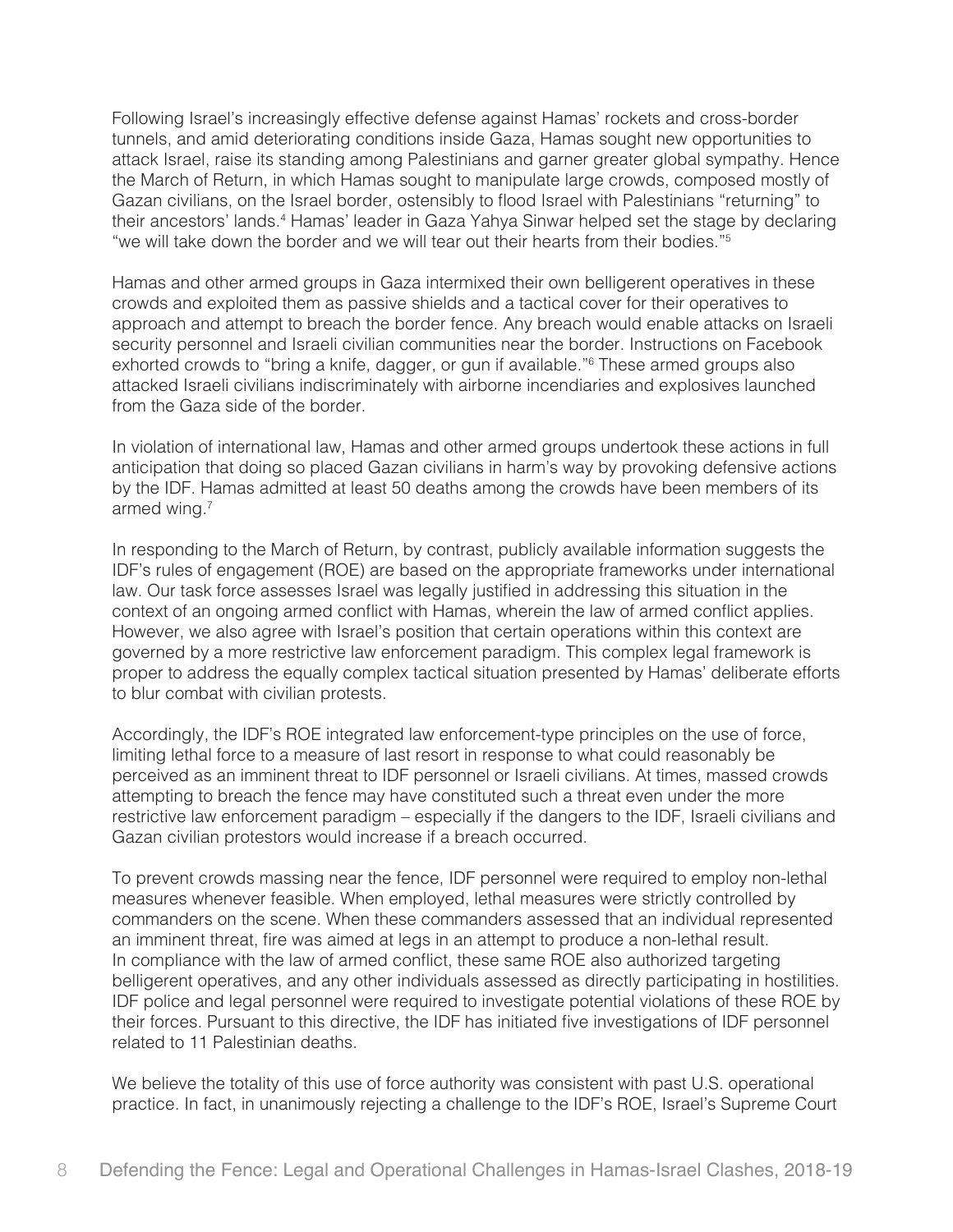Following Israel's increasingly effective defense against Hamas' rockets and cross-border tunnels, and amid deteriorating conditions inside Gaza, Hamas sought new opportunities to attack Israel, raise its standing among Palestinians and garner greater global sympathy. Hence the March of Return, in which Hamas sought to manipulate large crowds, composed mostly of Gazan civilians, on the Israel border, ostensibly to flood Israel with Palestinians "returning" to their ancestors' lands.[4] Hamas' leader in Gaza Yahya Sinwar helped set the stage by declaring "we will take down the border and we will tear out their hearts from their bodies."[5]

Hamas and other armed groups in Gaza intermixed their own belligerent operatives in these crowds and exploited them as passive shields and a tactical cover for their operatives to approach and attempt to breach the border fence. Any breach would enable attacks on Israeli security personnel and Israeli civilian communities near the border. Instructions on Facebook exhorted crowds to "bring a knife, dagger, or gun if available."[6] These armed groups also attacked Israeli civilians indiscriminately with airborne incendiaries and explosives launched from the Gaza side of the border.

In violation of international law, Hamas and other armed groups undertook these actions in full anticipation that doing so placed Gazan civilians in harm's way by provoking defensive actions by the IDF. Hamas admitted at least 50 deaths among the crowds have been members of its armed wing.[7]

In responding to the March of Return, by contrast, publicly available information suggests the IDF's rules of engagement (ROE) are based on the appropriate frameworks under international law. Our task force assesses Israel was legally justified in addressing this situation in the context of an ongoing armed conflict with Hamas, wherein the law of armed conflict applies. However, we also agree with Israel's position that certain operations within this context are governed by a more restrictive law enforcement paradigm. This complex legal framework is proper to address the equally complex tactical situation presented by Hamas' deliberate efforts to blur combat with civilian protests.

Accordingly, the IDF's ROE integrated law enforcement-type principles on the use of force, limiting lethal force to a measure of last resort in response to what could reasonably be perceived as an imminent threat to IDF personnel or Israeli civilians. At times, massed crowds attempting to breach the fence may have constituted such a threat even under the more restrictive law enforcement paradigm – especially if the dangers to the IDF, Israeli civilians and Gazan civilian protestors would increase if a breach occurred.

To prevent crowds massing near the fence, IDF personnel were required to employ non-lethal measures whenever feasible. When employed, lethal measures were strictly controlled by commanders on the scene. When these commanders assessed that an individual represented an imminent threat, fire was aimed at legs in an attempt to produce a non-lethal result. In compliance with the law of armed conflict, these same ROE also authorized targeting belligerent operatives, and any other individuals assessed as directly participating in hostilities. IDF police and legal personnel were required to investigate potential violations of these ROE by their forces. Pursuant to this directive, the IDF has initiated five investigations of IDF personnel related to 11 Palestinian deaths.

We believe the totality of this use of force authority was consistent with past U.S. operational practice. In fact, in unanimously rejecting a challenge to the IDF's ROE, Israel's Supreme Court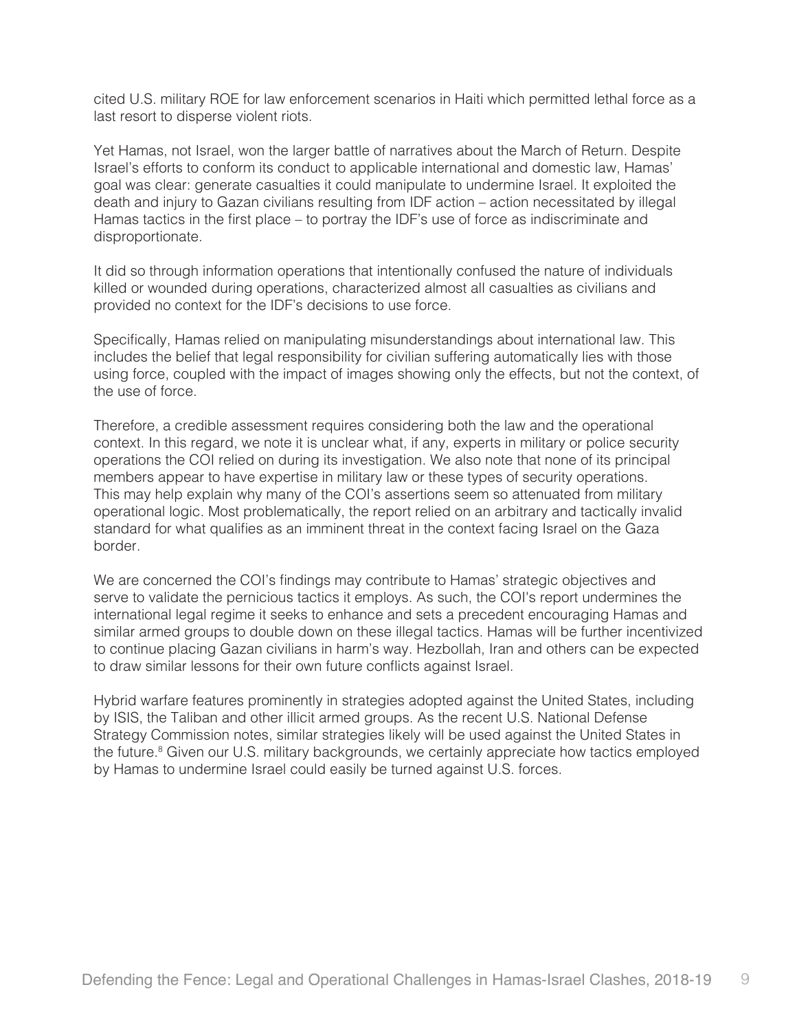cited U.S. military ROE for law enforcement scenarios in Haiti which permitted lethal force as a last resort to disperse violent riots.

Yet Hamas, not Israel, won the larger battle of narratives about the March of Return. Despite Israel's efforts to conform its conduct to applicable international and domestic law, Hamas' goal was clear: generate casualties it could manipulate to undermine Israel. It exploited the death and injury to Gazan civilians resulting from IDF action – action necessitated by illegal Hamas tactics in the first place – to portray the IDF's use of force as indiscriminate and disproportionate.

It did so through information operations that intentionally confused the nature of individuals killed or wounded during operations, characterized almost all casualties as civilians and provided no context for the IDF's decisions to use force.

Specifically, Hamas relied on manipulating misunderstandings about international law. This includes the belief that legal responsibility for civilian suffering automatically lies with those using force, coupled with the impact of images showing only the effects, but not the context, of the use of force.

Therefore, a credible assessment requires considering both the law and the operational context. In this regard, we note it is unclear what, if any, experts in military or police security operations the COI relied on during its investigation. We also note that none of its principal members appear to have expertise in military law or these types of security operations. This may help explain why many of the COI's assertions seem so attenuated from military operational logic. Most problematically, the report relied on an arbitrary and tactically invalid standard for what qualifies as an imminent threat in the context facing Israel on the Gaza border.

We are concerned the COI's findings may contribute to Hamas' strategic objectives and serve to validate the pernicious tactics it employs. As such, the COI's report undermines the international legal regime it seeks to enhance and sets a precedent encouraging Hamas and similar armed groups to double down on these illegal tactics. Hamas will be further incentivized to continue placing Gazan civilians in harm's way. Hezbollah, Iran and others can be expected to draw similar lessons for their own future conflicts against Israel.

Hybrid warfare features prominently in strategies adopted against the United States, including by ISIS, the Taliban and other illicit armed groups. As the recent U.S. National Defense Strategy Commission notes, similar strategies likely will be used against the United States in the future.[8] Given our U.S. military backgrounds, we certainly appreciate how tactics employed by Hamas to undermine Israel could easily be turned against U.S. forces.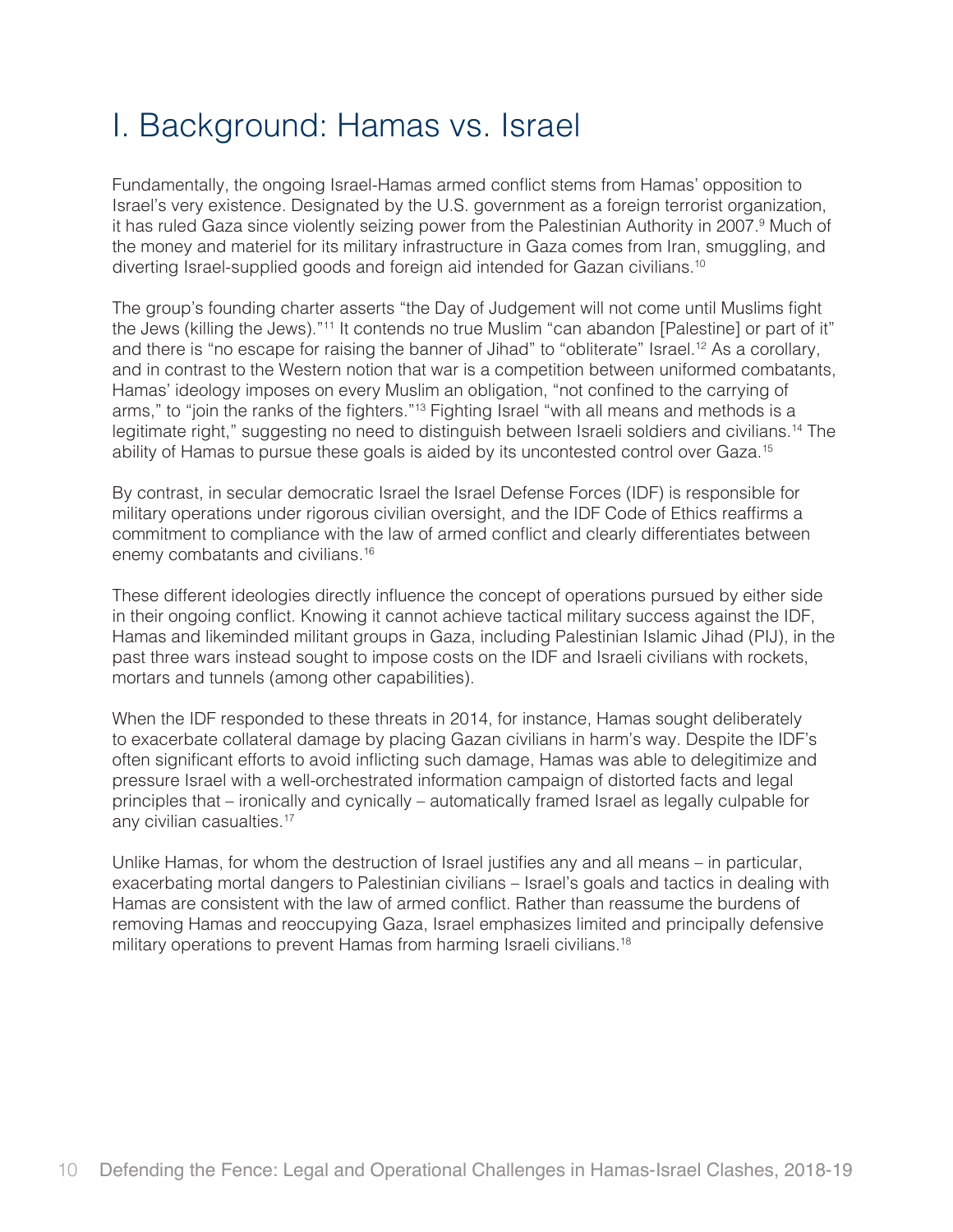# I. Background: Hamas vs. Israel

Fundamentally, the ongoing Israel-Hamas armed conflict stems from Hamas' opposition to Israel's very existence. Designated by the U.S. government as a foreign terrorist organization, it has ruled Gaza since violently seizing power from the Palestinian Authority in 2007.[9] Much of the money and materiel for its military infrastructure in Gaza comes from Iran, smuggling, and diverting Israel-supplied goods and foreign aid intended for Gazan civilians.[10]

The group's founding charter asserts "the Day of Judgement will not come until Muslims fight the Jews (killing the Jews)."[11] It contends no true Muslim "can abandon [Palestine] or part of it" and there is "no escape for raising the banner of Jihad" to "obliterate" Israel.[12] As a corollary, and in contrast to the Western notion that war is a competition between uniformed combatants, Hamas' ideology imposes on every Muslim an obligation, "not confined to the carrying of arms," to "join the ranks of the fighters."[13] Fighting Israel "with all means and methods is a legitimate right," suggesting no need to distinguish between Israeli soldiers and civilians.[14] The ability of Hamas to pursue these goals is aided by its uncontested control over Gaza.[15]

By contrast, in secular democratic Israel the Israel Defense Forces (IDF) is responsible for military operations under rigorous civilian oversight, and the IDF Code of Ethics reaffirms a commitment to compliance with the law of armed conflict and clearly differentiates between enemy combatants and civilians.[16]

These different ideologies directly influence the concept of operations pursued by either side in their ongoing conflict. Knowing it cannot achieve tactical military success against the IDF, Hamas and likeminded militant groups in Gaza, including Palestinian Islamic Jihad (PIJ), in the past three wars instead sought to impose costs on the IDF and Israeli civilians with rockets, mortars and tunnels (among other capabilities).

When the IDF responded to these threats in 2014, for instance, Hamas sought deliberately to exacerbate collateral damage by placing Gazan civilians in harm's way. Despite the IDF's often significant efforts to avoid inflicting such damage, Hamas was able to delegitimize and pressure Israel with a well-orchestrated information campaign of distorted facts and legal principles that – ironically and cynically – automatically framed Israel as legally culpable for any civilian casualties.[17]

Unlike Hamas, for whom the destruction of Israel justifies any and all means – in particular, exacerbating mortal dangers to Palestinian civilians – Israel's goals and tactics in dealing with Hamas are consistent with the law of armed conflict. Rather than reassume the burdens of removing Hamas and reoccupying Gaza, Israel emphasizes limited and principally defensive military operations to prevent Hamas from harming Israeli civilians.[18]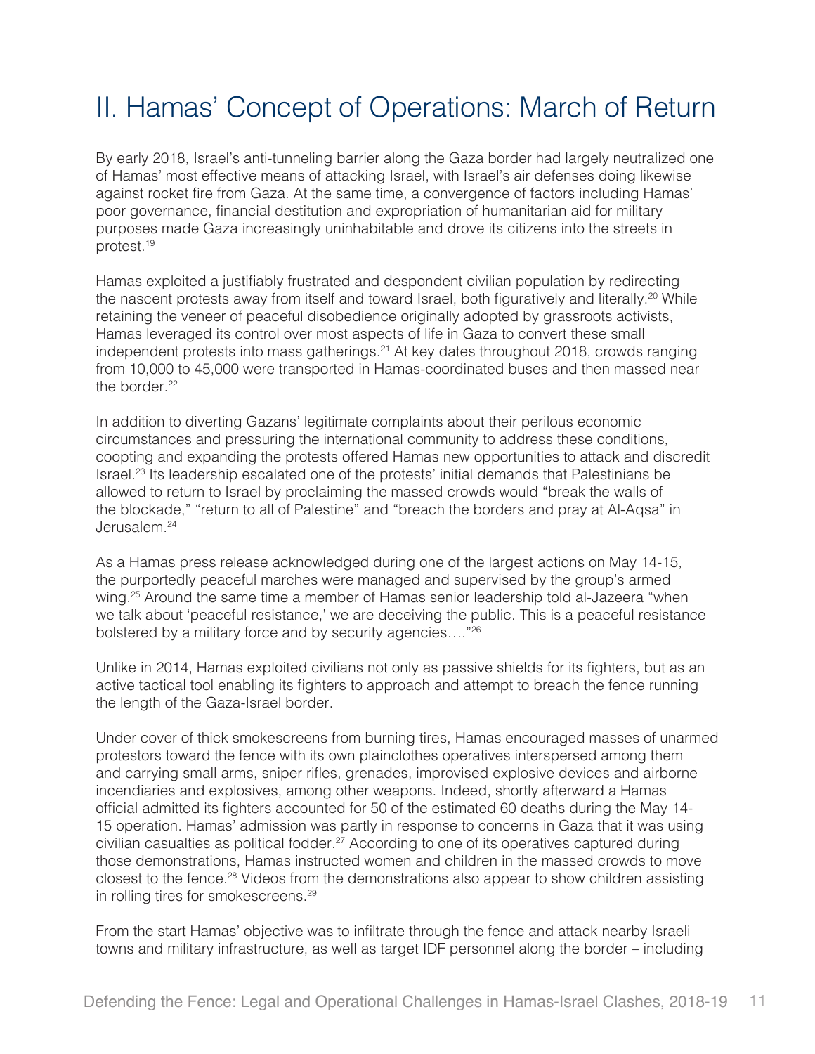# II. Hamas' Concept of Operations: March of Return

By early 2018, Israel's anti-tunneling barrier along the Gaza border had largely neutralized one of Hamas' most effective means of attacking Israel, with Israel's air defenses doing likewise against rocket fire from Gaza. At the same time, a convergence of factors including Hamas' poor governance, financial destitution and expropriation of humanitarian aid for military purposes made Gaza increasingly uninhabitable and drove its citizens into the streets in protest.[19]

Hamas exploited a justifiably frustrated and despondent civilian population by redirecting the nascent protests away from itself and toward Israel, both figuratively and literally.[20] While retaining the veneer of peaceful disobedience originally adopted by grassroots activists, Hamas leveraged its control over most aspects of life in Gaza to convert these small independent protests into mass gatherings.[21] At key dates throughout 2018, crowds ranging from 10,000 to 45,000 were transported in Hamas-coordinated buses and then massed near the border.[22]

In addition to diverting Gazans' legitimate complaints about their perilous economic circumstances and pressuring the international community to address these conditions, coopting and expanding the protests offered Hamas new opportunities to attack and discredit Israel.[23] Its leadership escalated one of the protests' initial demands that Palestinians be allowed to return to Israel by proclaiming the massed crowds would "break the walls of the blockade," "return to all of Palestine" and "breach the borders and pray at Al-Aqsa" in Jerusalem.[24]

As a Hamas press release acknowledged during one of the largest actions on May 14-15, the purportedly peaceful marches were managed and supervised by the group's armed wing.[25] Around the same time a member of Hamas senior leadership told al-Jazeera "when we talk about 'peaceful resistance,' we are deceiving the public. This is a peaceful resistance bolstered by a military force and by security agencies…."[26]

Unlike in 2014, Hamas exploited civilians not only as passive shields for its fighters, but as an active tactical tool enabling its fighters to approach and attempt to breach the fence running the length of the Gaza-Israel border.

Under cover of thick smokescreens from burning tires, Hamas encouraged masses of unarmed protestors toward the fence with its own plainclothes operatives interspersed among them and carrying small arms, sniper rifles, grenades, improvised explosive devices and airborne incendiaries and explosives, among other weapons. Indeed, shortly afterward a Hamas official admitted its fighters accounted for 50 of the estimated 60 deaths during the May 14-15 operation. Hamas' admission was partly in response to concerns in Gaza that it was using civilian casualties as political fodder.[27] According to one of its operatives captured during those demonstrations, Hamas instructed women and children in the massed crowds to move closest to the fence.[28] Videos from the demonstrations also appear to show children assisting in rolling tires for smokescreens.[29]

From the start Hamas' objective was to infiltrate through the fence and attack nearby Israeli towns and military infrastructure, as well as target IDF personnel along the border – including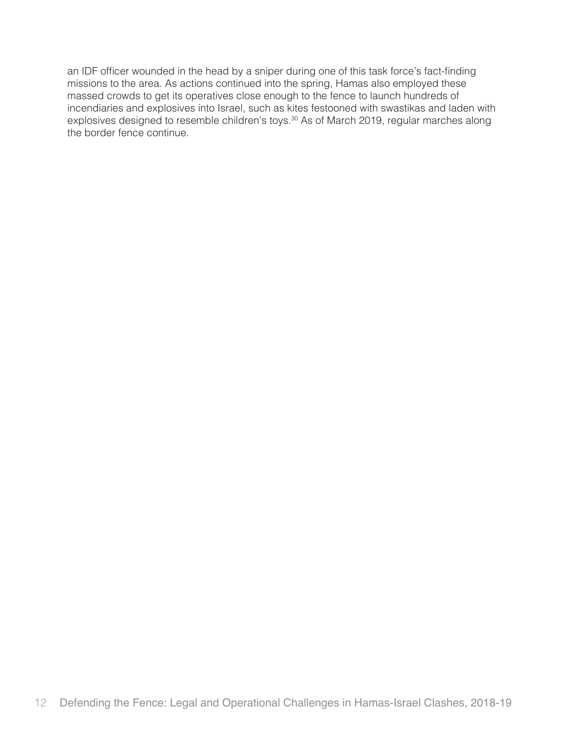an IDF officer wounded in the head by a sniper during one of this task force's fact-finding missions to the area. As actions continued into the spring, Hamas also employed these massed crowds to get its operatives close enough to the fence to launch hundreds of incendiaries and explosives into Israel, such as kites festooned with swastikas and laden with explosives designed to resemble children's toys.[30] As of March 2019, regular marches along the border fence continue.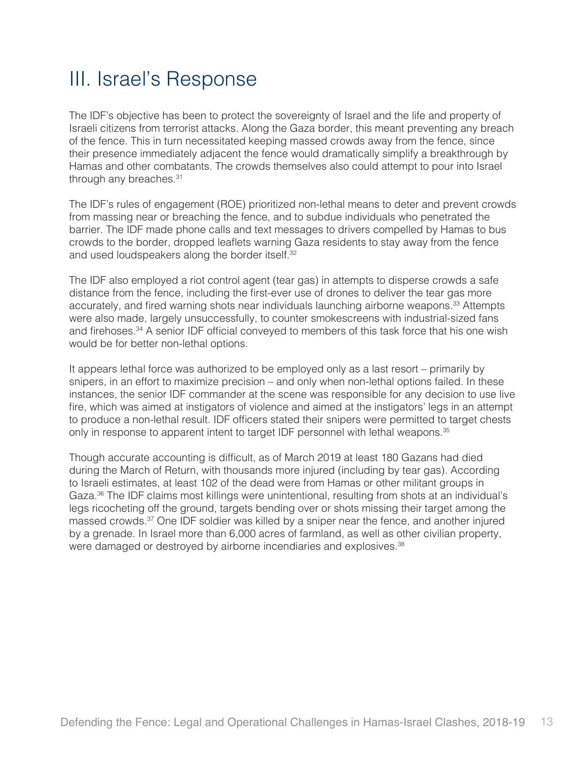# III. Israel's Response

The IDF's objective has been to protect the sovereignty of Israel and the life and property of Israeli citizens from terrorist attacks. Along the Gaza border, this meant preventing any breach of the fence. This in turn necessitated keeping massed crowds away from the fence, since their presence immediately adjacent the fence would dramatically simplify a breakthrough by Hamas and other combatants. The crowds themselves also could attempt to pour into Israel through any breaches.[31]

The IDF's rules of engagement (ROE) prioritized non-lethal means to deter and prevent crowds from massing near or breaching the fence, and to subdue individuals who penetrated the barrier. The IDF made phone calls and text messages to drivers compelled by Hamas to bus crowds to the border, dropped leaflets warning Gaza residents to stay away from the fence and used loudspeakers along the border itself.[32]

The IDF also employed a riot control agent (tear gas) in attempts to disperse crowds a safe distance from the fence, including the first-ever use of drones to deliver the tear gas more accurately, and fired warning shots near individuals launching airborne weapons.[33] Attempts were also made, largely unsuccessfully, to counter smokescreens with industrial-sized fans and firehoses.[34] A senior IDF official conveyed to members of this task force that his one wish would be for better non-lethal options.

It appears lethal force was authorized to be employed only as a last resort – primarily by snipers, in an effort to maximize precision – and only when non-lethal options failed. In these instances, the senior IDF commander at the scene was responsible for any decision to use live fire, which was aimed at instigators of violence and aimed at the instigators' legs in an attempt to produce a non-lethal result. IDF officers stated their snipers were permitted to target chests only in response to apparent intent to target IDF personnel with lethal weapons.[35]

Though accurate accounting is difficult, as of March 2019 at least 180 Gazans had died during the March of Return, with thousands more injured (including by tear gas). According to Israeli estimates, at least 102 of the dead were from Hamas or other militant groups in Gaza.[36] The IDF claims most killings were unintentional, resulting from shots at an individual's legs ricocheting off the ground, targets bending over or shots missing their target among the massed crowds.[37] One IDF soldier was killed by a sniper near the fence, and another injured by a grenade. In Israel more than 6,000 acres of farmland, as well as other civilian property, were damaged or destroyed by airborne incendiaries and explosives.[38]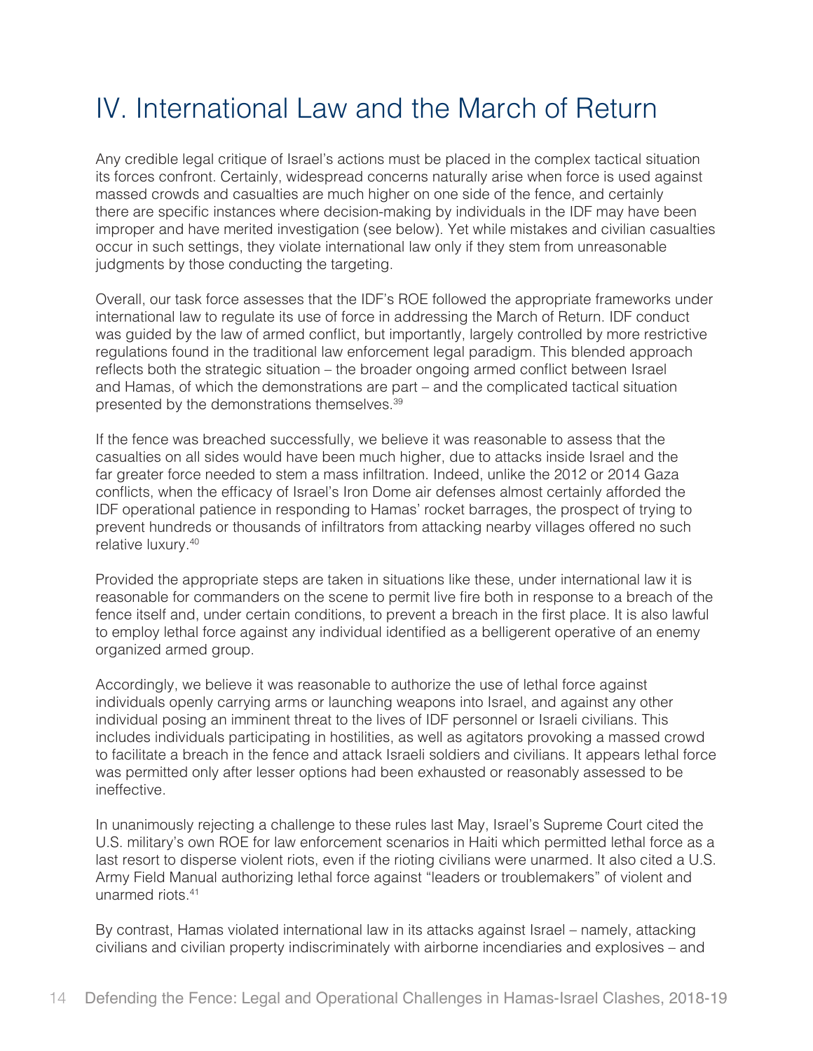# IV. International Law and the March of Return

Any credible legal critique of Israel's actions must be placed in the complex tactical situation its forces confront. Certainly, widespread concerns naturally arise when force is used against massed crowds and casualties are much higher on one side of the fence, and certainly there are specific instances where decision-making by individuals in the IDF may have been improper and have merited investigation (see below). Yet while mistakes and civilian casualties occur in such settings, they violate international law only if they stem from unreasonable judgments by those conducting the targeting.

Overall, our task force assesses that the IDF's ROE followed the appropriate frameworks under international law to regulate its use of force in addressing the March of Return. IDF conduct was guided by the law of armed conflict, but importantly, largely controlled by more restrictive regulations found in the traditional law enforcement legal paradigm. This blended approach reflects both the strategic situation – the broader ongoing armed conflict between Israel and Hamas, of which the demonstrations are part – and the complicated tactical situation presented by the demonstrations themselves.[39]

If the fence was breached successfully, we believe it was reasonable to assess that the casualties on all sides would have been much higher, due to attacks inside Israel and the far greater force needed to stem a mass infiltration. Indeed, unlike the 2012 or 2014 Gaza conflicts, when the efficacy of Israel's Iron Dome air defenses almost certainly afforded the IDF operational patience in responding to Hamas' rocket barrages, the prospect of trying to prevent hundreds or thousands of infiltrators from attacking nearby villages offered no such relative luxury.[40]

Provided the appropriate steps are taken in situations like these, under international law it is reasonable for commanders on the scene to permit live fire both in response to a breach of the fence itself and, under certain conditions, to prevent a breach in the first place. It is also lawful to employ lethal force against any individual identified as a belligerent operative of an enemy organized armed group.

Accordingly, we believe it was reasonable to authorize the use of lethal force against individuals openly carrying arms or launching weapons into Israel, and against any other individual posing an imminent threat to the lives of IDF personnel or Israeli civilians. This includes individuals participating in hostilities, as well as agitators provoking a massed crowd to facilitate a breach in the fence and attack Israeli soldiers and civilians. It appears lethal force was permitted only after lesser options had been exhausted or reasonably assessed to be ineffective.

In unanimously rejecting a challenge to these rules last May, Israel's Supreme Court cited the U.S. military's own ROE for law enforcement scenarios in Haiti which permitted lethal force as a last resort to disperse violent riots, even if the rioting civilians were unarmed. It also cited a U.S. Army Field Manual authorizing lethal force against "leaders or troublemakers" of violent and unarmed riots.[41]

By contrast, Hamas violated international law in its attacks against Israel – namely, attacking civilians and civilian property indiscriminately with airborne incendiaries and explosives – and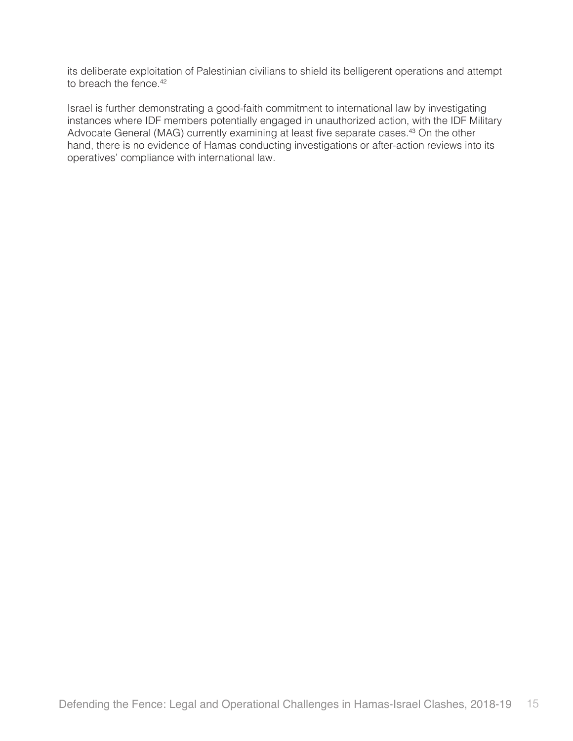its deliberate exploitation of Palestinian civilians to shield its belligerent operations and attempt to breach the fence.[42]

Israel is further demonstrating a good-faith commitment to international law by investigating instances where IDF members potentially engaged in unauthorized action, with the IDF Military Advocate General (MAG) currently examining at least five separate cases.[43] On the other hand, there is no evidence of Hamas conducting investigations or after-action reviews into its operatives' compliance with international law.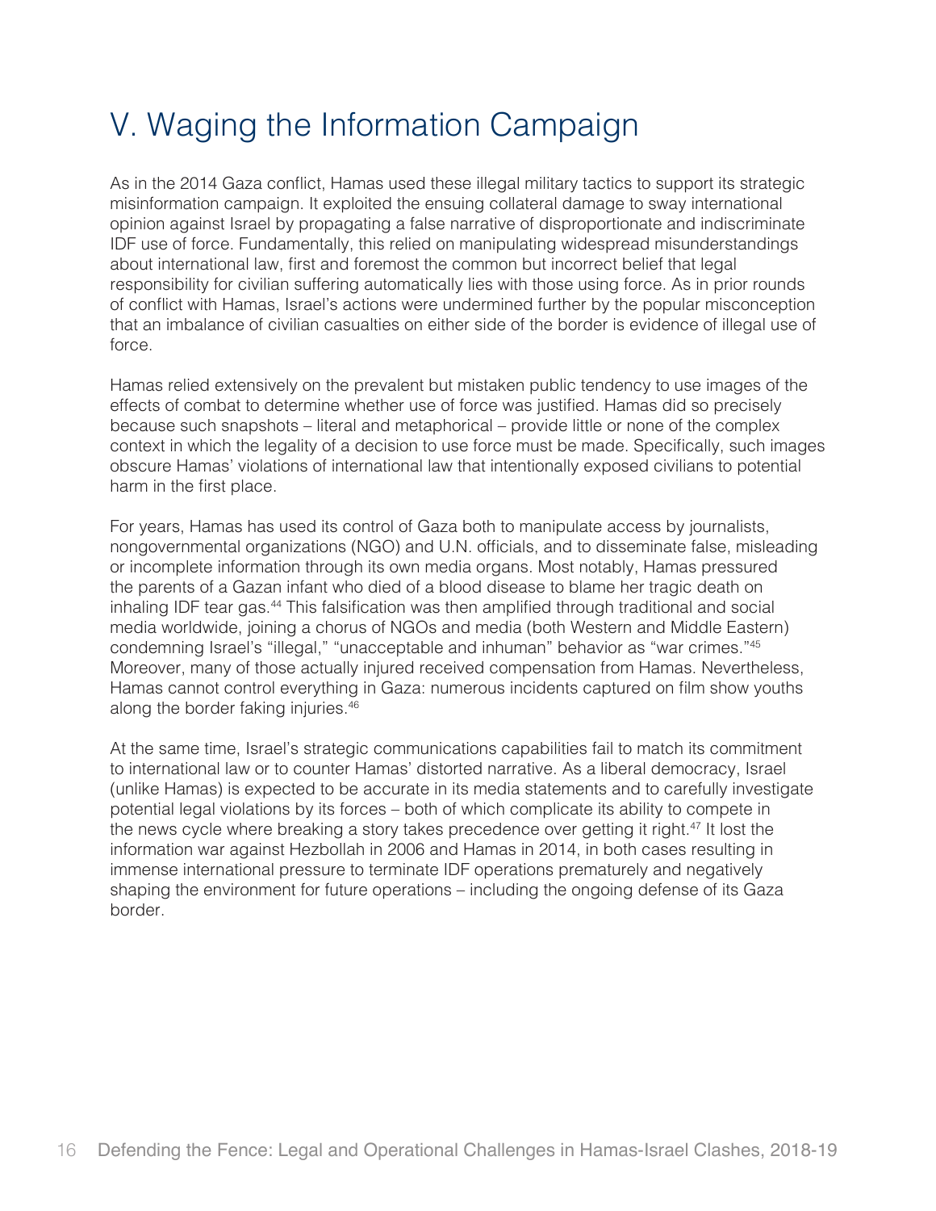# V. Waging the Information Campaign

As in the 2014 Gaza conflict, Hamas used these illegal military tactics to support its strategic misinformation campaign. It exploited the ensuing collateral damage to sway international opinion against Israel by propagating a false narrative of disproportionate and indiscriminate IDF use of force. Fundamentally, this relied on manipulating widespread misunderstandings about international law, first and foremost the common but incorrect belief that legal responsibility for civilian suffering automatically lies with those using force. As in prior rounds of conflict with Hamas, Israel's actions were undermined further by the popular misconception that an imbalance of civilian casualties on either side of the border is evidence of illegal use of force.

Hamas relied extensively on the prevalent but mistaken public tendency to use images of the effects of combat to determine whether use of force was justified. Hamas did so precisely because such snapshots – literal and metaphorical – provide little or none of the complex context in which the legality of a decision to use force must be made. Specifically, such images obscure Hamas' violations of international law that intentionally exposed civilians to potential harm in the first place.

For years, Hamas has used its control of Gaza both to manipulate access by journalists, nongovernmental organizations (NGO) and U.N. officials, and to disseminate false, misleading or incomplete information through its own media organs. Most notably, Hamas pressured the parents of a Gazan infant who died of a blood disease to blame her tragic death on inhaling IDF tear gas.[44] This falsification was then amplified through traditional and social media worldwide, joining a chorus of NGOs and media (both Western and Middle Eastern) condemning Israel's "illegal," "unacceptable and inhuman" behavior as "war crimes."[45] Moreover, many of those actually injured received compensation from Hamas. Nevertheless, Hamas cannot control everything in Gaza: numerous incidents captured on film show youths along the border faking injuries.[46]

At the same time, Israel's strategic communications capabilities fail to match its commitment to international law or to counter Hamas' distorted narrative. As a liberal democracy, Israel (unlike Hamas) is expected to be accurate in its media statements and to carefully investigate potential legal violations by its forces – both of which complicate its ability to compete in the news cycle where breaking a story takes precedence over getting it right.[47] It lost the information war against Hezbollah in 2006 and Hamas in 2014, in both cases resulting in immense international pressure to terminate IDF operations prematurely and negatively shaping the environment for future operations – including the ongoing defense of its Gaza border.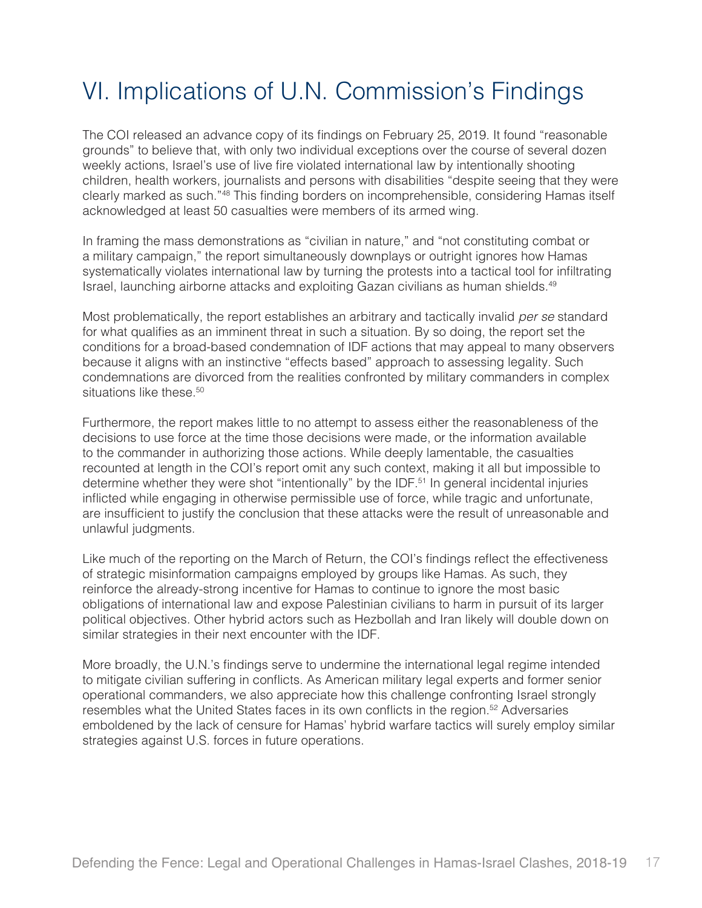# VI. Implications of U.N. Commission's Findings

The COI released an advance copy of its findings on February 25, 2019. It found "reasonable grounds" to believe that, with only two individual exceptions over the course of several dozen weekly actions, Israel's use of live fire violated international law by intentionally shooting children, health workers, journalists and persons with disabilities "despite seeing that they were clearly marked as such."[48] This finding borders on incomprehensible, considering Hamas itself acknowledged at least 50 casualties were members of its armed wing.

In framing the mass demonstrations as "civilian in nature," and "not constituting combat or a military campaign," the report simultaneously downplays or outright ignores how Hamas systematically violates international law by turning the protests into a tactical tool for infiltrating Israel, launching airborne attacks and exploiting Gazan civilians as human shields.[49]

Most problematically, the report establishes an arbitrary and tactically invalid *per se* standard for what qualifies as an imminent threat in such a situation. By so doing, the report set the conditions for a broad-based condemnation of IDF actions that may appeal to many observers because it aligns with an instinctive "effects based" approach to assessing legality. Such condemnations are divorced from the realities confronted by military commanders in complex situations like these.[50]

Furthermore, the report makes little to no attempt to assess either the reasonableness of the decisions to use force at the time those decisions were made, or the information available to the commander in authorizing those actions. While deeply lamentable, the casualties recounted at length in the COI's report omit any such context, making it all but impossible to determine whether they were shot "intentionally" by the IDF.[51] In general incidental injuries inflicted while engaging in otherwise permissible use of force, while tragic and unfortunate, are insufficient to justify the conclusion that these attacks were the result of unreasonable and unlawful judgments.

Like much of the reporting on the March of Return, the COI's findings reflect the effectiveness of strategic misinformation campaigns employed by groups like Hamas. As such, they reinforce the already-strong incentive for Hamas to continue to ignore the most basic obligations of international law and expose Palestinian civilians to harm in pursuit of its larger political objectives. Other hybrid actors such as Hezbollah and Iran likely will double down on similar strategies in their next encounter with the IDF.

More broadly, the U.N.'s findings serve to undermine the international legal regime intended to mitigate civilian suffering in conflicts. As American military legal experts and former senior operational commanders, we also appreciate how this challenge confronting Israel strongly resembles what the United States faces in its own conflicts in the region.[52] Adversaries emboldened by the lack of censure for Hamas' hybrid warfare tactics will surely employ similar strategies against U.S. forces in future operations.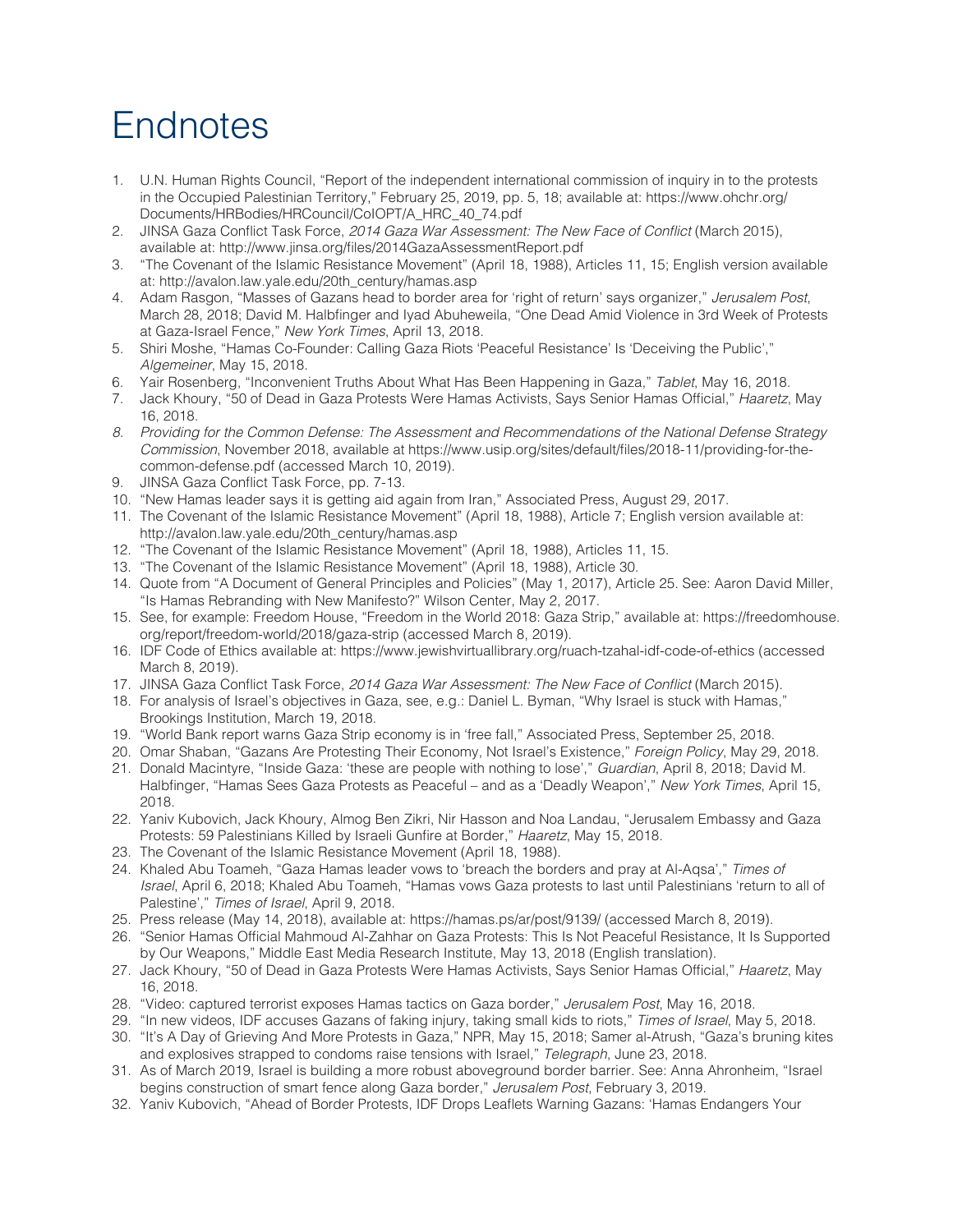# Endnotes

1. U.N. Human Rights Council, "Report of the independent international commission of inquiry in to the protests in the Occupied Palestinian Territory," February 25, 2019, pp. 5, 18; available at: https://www.ohchr.org/Documents/HRBodies/HRCouncil/CoIOPT/A_HRC_40_74.pdf
2. JINSA Gaza Conflict Task Force, *2014 Gaza War Assessment: The New Face of Conflict* (March 2015), available at: http://www.jinsa.org/files/2014GazaAssessmentReport.pdf
3. "The Covenant of the Islamic Resistance Movement" (April 18, 1988), Articles 11, 15; English version available at: http://avalon.law.yale.edu/20th_century/hamas.asp
4. Adam Rasgon, "Masses of Gazans head to border area for 'right of return' says organizer," *Jerusalem Post*, March 28, 2018; David M. Halbfinger and Iyad Abuheweila, "One Dead Amid Violence in 3rd Week of Protests at Gaza-Israel Fence," *New York Times*, April 13, 2018.
5. Shiri Moshe, "Hamas Co-Founder: Calling Gaza Riots 'Peaceful Resistance' Is 'Deceiving the Public'," *Algemeiner*, May 15, 2018.
6. Yair Rosenberg, "Inconvenient Truths About What Has Been Happening in Gaza," *Tablet*, May 16, 2018.
7. Jack Khoury, "50 of Dead in Gaza Protests Were Hamas Activists, Says Senior Hamas Official," *Haaretz*, May 16, 2018.
8. *Providing for the Common Defense: The Assessment and Recommendations of the National Defense Strategy Commission*, November 2018, available at https://www.usip.org/sites/default/files/2018-11/providing-for-the-common-defense.pdf (accessed March 10, 2019).
9. JINSA Gaza Conflict Task Force, pp. 7-13.
10. "New Hamas leader says it is getting aid again from Iran," Associated Press, August 29, 2017.
11. The Covenant of the Islamic Resistance Movement" (April 18, 1988), Article 7; English version available at: http://avalon.law.yale.edu/20th_century/hamas.asp
12. "The Covenant of the Islamic Resistance Movement" (April 18, 1988), Articles 11, 15.
13. "The Covenant of the Islamic Resistance Movement" (April 18, 1988), Article 30.
14. Quote from "A Document of General Principles and Policies" (May 1, 2017), Article 25. See: Aaron David Miller, "Is Hamas Rebranding with New Manifesto?" Wilson Center, May 2, 2017.
15. See, for example: Freedom House, "Freedom in the World 2018: Gaza Strip," available at: https://freedomhouse.org/report/freedom-world/2018/gaza-strip (accessed March 8, 2019).
16. IDF Code of Ethics available at: https://www.jewishvirtuallibrary.org/ruach-tzahal-idf-code-of-ethics (accessed March 8, 2019).
17. JINSA Gaza Conflict Task Force, *2014 Gaza War Assessment: The New Face of Conflict* (March 2015).
18. For analysis of Israel's objectives in Gaza, see, e.g.: Daniel L. Byman, "Why Israel is stuck with Hamas," Brookings Institution, March 19, 2018.
19. "World Bank report warns Gaza Strip economy is in 'free fall," Associated Press, September 25, 2018.
20. Omar Shaban, "Gazans Are Protesting Their Economy, Not Israel's Existence," *Foreign Policy*, May 29, 2018.
21. Donald Macintyre, "Inside Gaza: 'these are people with nothing to lose'," *Guardian*, April 8, 2018; David M. Halbfinger, "Hamas Sees Gaza Protests as Peaceful – and as a 'Deadly Weapon'," *New York Times*, April 15, 2018.
22. Yaniv Kubovich, Jack Khoury, Almog Ben Zikri, Nir Hasson and Noa Landau, "Jerusalem Embassy and Gaza Protests: 59 Palestinians Killed by Israeli Gunfire at Border," *Haaretz*, May 15, 2018.
23. The Covenant of the Islamic Resistance Movement (April 18, 1988).
24. Khaled Abu Toameh, "Gaza Hamas leader vows to 'breach the borders and pray at Al-Aqsa'," *Times of Israel*, April 6, 2018; Khaled Abu Toameh, "Hamas vows Gaza protests to last until Palestinians 'return to all of Palestine'," *Times of Israel*, April 9, 2018.
25. Press release (May 14, 2018), available at: https://hamas.ps/ar/post/9139/ (accessed March 8, 2019).
26. "Senior Hamas Official Mahmoud Al-Zahhar on Gaza Protests: This Is Not Peaceful Resistance, It Is Supported by Our Weapons," Middle East Media Research Institute, May 13, 2018 (English translation).
27. Jack Khoury, "50 of Dead in Gaza Protests Were Hamas Activists, Says Senior Hamas Official," *Haaretz*, May 16, 2018.
28. "Video: captured terrorist exposes Hamas tactics on Gaza border," *Jerusalem Post*, May 16, 2018.
29. "In new videos, IDF accuses Gazans of faking injury, taking small kids to riots," *Times of Israel*, May 5, 2018.
30. "It's A Day of Grieving And More Protests in Gaza," NPR, May 15, 2018; Samer al-Atrush, "Gaza's bruning kites and explosives strapped to condoms raise tensions with Israel," *Telegraph*, June 23, 2018.
31. As of March 2019, Israel is building a more robust aboveground border barrier. See: Anna Ahronheim, "Israel begins construction of smart fence along Gaza border," *Jerusalem Post*, February 3, 2019.
32. Yaniv Kubovich, "Ahead of Border Protests, IDF Drops Leaflets Warning Gazans: 'Hamas Endangers Your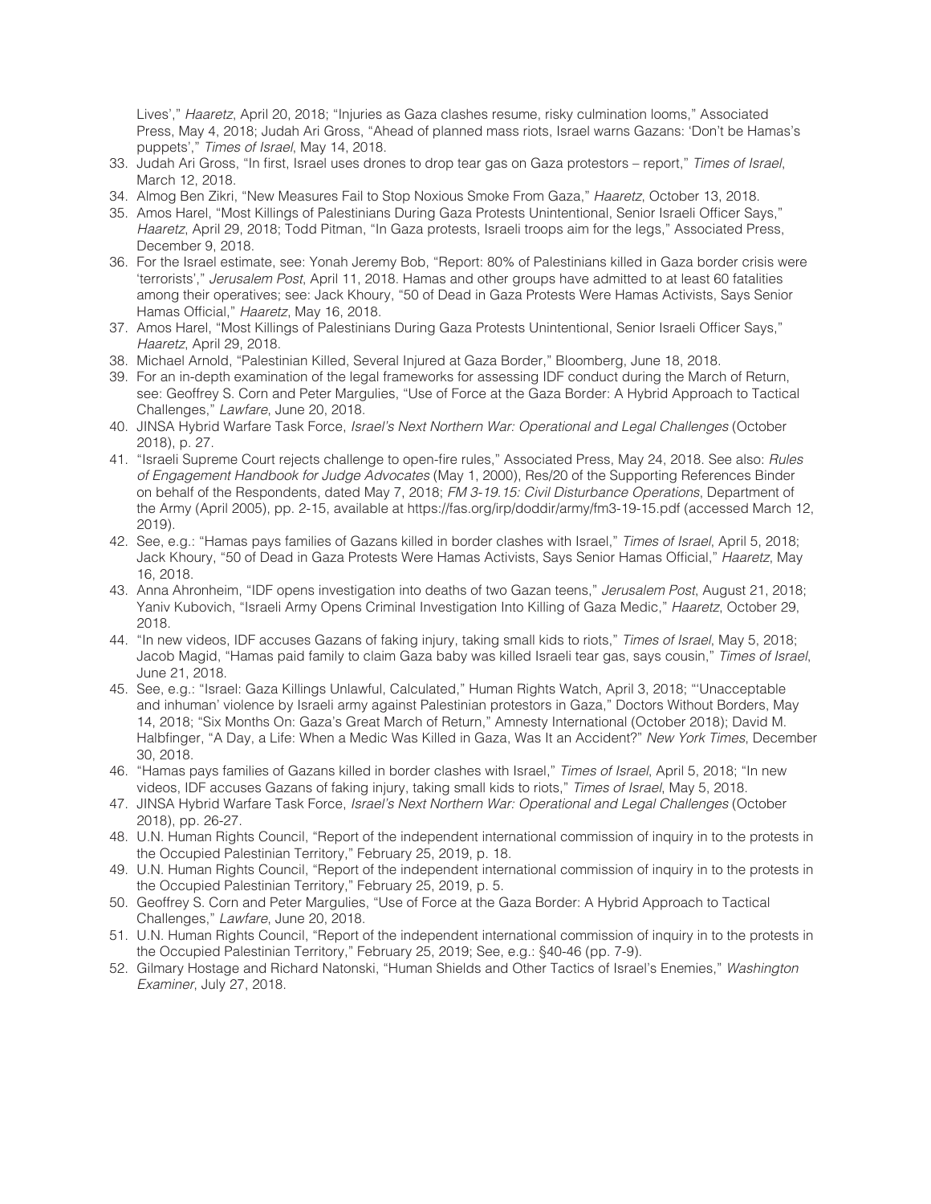Lives'," *Haaretz*, April 20, 2018; "Injuries as Gaza clashes resume, risky culmination looms," Associated Press, May 4, 2018; Judah Ari Gross, "Ahead of planned mass riots, Israel warns Gazans: 'Don't be Hamas's puppets'," *Times of Israel*, May 14, 2018.

33. Judah Ari Gross, "In first, Israel uses drones to drop tear gas on Gaza protestors – report," *Times of Israel*, March 12, 2018.
34. Almog Ben Zikri, "New Measures Fail to Stop Noxious Smoke From Gaza," *Haaretz*, October 13, 2018.
35. Amos Harel, "Most Killings of Palestinians During Gaza Protests Unintentional, Senior Israeli Officer Says," *Haaretz*, April 29, 2018; Todd Pitman, "In Gaza protests, Israeli troops aim for the legs," Associated Press, December 9, 2018.
36. For the Israel estimate, see: Yonah Jeremy Bob, "Report: 80% of Palestinians killed in Gaza border crisis were 'terrorists'," *Jerusalem Post*, April 11, 2018. Hamas and other groups have admitted to at least 60 fatalities among their operatives; see: Jack Khoury, "50 of Dead in Gaza Protests Were Hamas Activists, Says Senior Hamas Official," *Haaretz*, May 16, 2018.
37. Amos Harel, "Most Killings of Palestinians During Gaza Protests Unintentional, Senior Israeli Officer Says," *Haaretz*, April 29, 2018.
38. Michael Arnold, "Palestinian Killed, Several Injured at Gaza Border," Bloomberg, June 18, 2018.
39. For an in-depth examination of the legal frameworks for assessing IDF conduct during the March of Return, see: Geoffrey S. Corn and Peter Margulies, "Use of Force at the Gaza Border: A Hybrid Approach to Tactical Challenges," *Lawfare*, June 20, 2018.
40. JINSA Hybrid Warfare Task Force, *Israel's Next Northern War: Operational and Legal Challenges* (October 2018), p. 27.
41. "Israeli Supreme Court rejects challenge to open-fire rules," Associated Press, May 24, 2018. See also: *Rules of Engagement Handbook for Judge Advocates* (May 1, 2000), Res/20 of the Supporting References Binder on behalf of the Respondents, dated May 7, 2018; *FM 3-19.15: Civil Disturbance Operations*, Department of the Army (April 2005), pp. 2-15, available at https://fas.org/irp/doddir/army/fm3-19-15.pdf (accessed March 12, 2019).
42. See, e.g.: "Hamas pays families of Gazans killed in border clashes with Israel," *Times of Israel*, April 5, 2018; Jack Khoury, "50 of Dead in Gaza Protests Were Hamas Activists, Says Senior Hamas Official," *Haaretz*, May 16, 2018.
43. Anna Ahronheim, "IDF opens investigation into deaths of two Gazan teens," *Jerusalem Post*, August 21, 2018; Yaniv Kubovich, "Israeli Army Opens Criminal Investigation Into Killing of Gaza Medic," *Haaretz*, October 29, 2018.
44. "In new videos, IDF accuses Gazans of faking injury, taking small kids to riots," *Times of Israel*, May 5, 2018; Jacob Magid, "Hamas paid family to claim Gaza baby was killed Israeli tear gas, says cousin," *Times of Israel*, June 21, 2018.
45. See, e.g.: "Israel: Gaza Killings Unlawful, Calculated," Human Rights Watch, April 3, 2018; "'Unacceptable and inhuman' violence by Israeli army against Palestinian protestors in Gaza," Doctors Without Borders, May 14, 2018; "Six Months On: Gaza's Great March of Return," Amnesty International (October 2018); David M. Halbfinger, "A Day, a Life: When a Medic Was Killed in Gaza, Was It an Accident?" *New York Times*, December 30, 2018.
46. "Hamas pays families of Gazans killed in border clashes with Israel," *Times of Israel*, April 5, 2018; "In new videos, IDF accuses Gazans of faking injury, taking small kids to riots," *Times of Israel*, May 5, 2018.
47. JINSA Hybrid Warfare Task Force, *Israel's Next Northern War: Operational and Legal Challenges* (October 2018), pp. 26-27.
48. U.N. Human Rights Council, "Report of the independent international commission of inquiry in to the protests in the Occupied Palestinian Territory," February 25, 2019, p. 18.
49. U.N. Human Rights Council, "Report of the independent international commission of inquiry in to the protests in the Occupied Palestinian Territory," February 25, 2019, p. 5.
50. Geoffrey S. Corn and Peter Margulies, "Use of Force at the Gaza Border: A Hybrid Approach to Tactical Challenges," *Lawfare*, June 20, 2018.
51. U.N. Human Rights Council, "Report of the independent international commission of inquiry in to the protests in the Occupied Palestinian Territory," February 25, 2019; See, e.g.: §40-46 (pp. 7-9).
52. Gilmary Hostage and Richard Natonski, "Human Shields and Other Tactics of Israel's Enemies," *Washington Examiner*, July 27, 2018.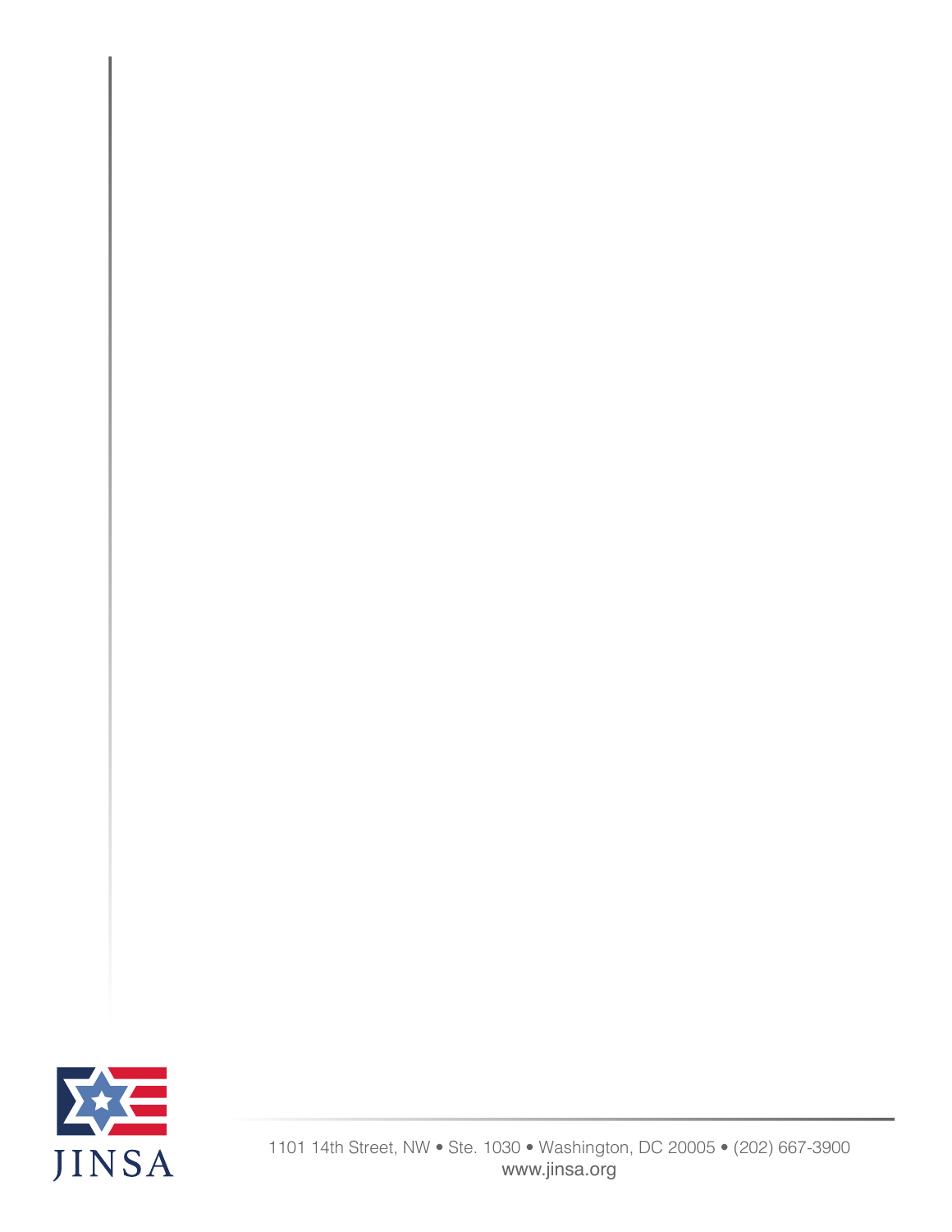JINSA

1101 14th Street, NW • Ste. 1030 • Washington, DC 20005 • (202) 667-3900
www.jinsa.org